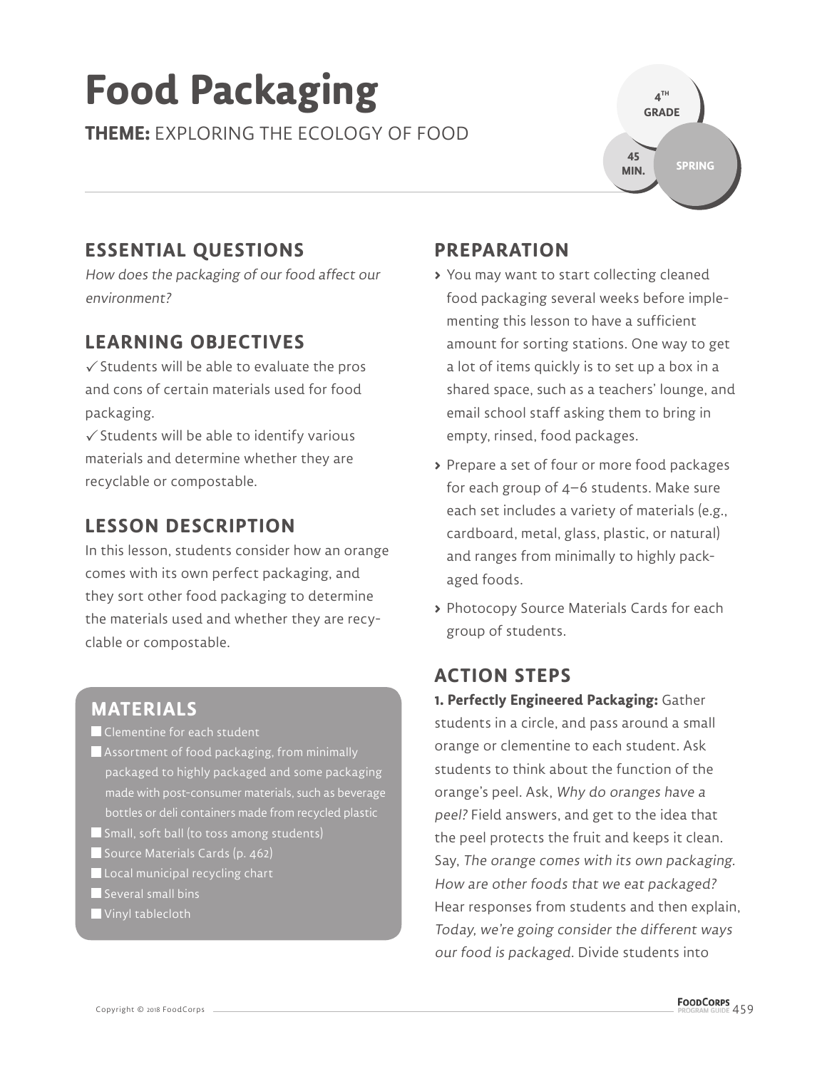# Food Packaging

**THEME:** EXPLORING THE ECOLOGY OF FOOD

4TH GRADE

45 MIN.

SPRING

## ESSENTIAL QUESTIONS

*How does the packaging of our food affect our environment?*

## LEARNING OBJECTIVES

✓ Students will be able to evaluate the pros and cons of certain materials used for food packaging.

✓ Students will be able to identify various materials and determine whether they are recyclable or compostable.

## LESSON DESCRIPTION

In this lesson, students consider how an orange comes with its own perfect packaging, and they sort other food packaging to determine the materials used and whether they are recyclable or compostable.

## MATERIALS

- ☐ Clementine for each student
- ☐ Assortment of food packaging, from minimally packaged to highly packaged and some packaging made with post-consumer materials, such as beverage bottles or deli containers made from recycled plastic
- ☐ Small, soft ball (to toss among students)
- ☐ Source Materials Cards (p. 462)
- ☐ Local municipal recycling chart
- ☐ Several small bins
- ☐ Vinyl tablecloth

## PREPARATION

- You may want to start collecting cleaned food packaging several weeks before implementing this lesson to have a sufficient amount for sorting stations. One way to get a lot of items quickly is to set up a box in a shared space, such as a teachers' lounge, and email school staff asking them to bring in empty, rinsed, food packages.
- Prepare a set of four or more food packages for each group of 4–6 students. Make sure each set includes a variety of materials (e.g., cardboard, metal, glass, plastic, or natural) and ranges from minimally to highly packaged foods.
- Photocopy Source Materials Cards for each group of students.

## ACTION STEPS

**1. Perfectly Engineered Packaging:** Gather students in a circle, and pass around a small orange or clementine to each student. Ask students to think about the function of the orange's peel. Ask, *Why do oranges have a peel?* Field answers, and get to the idea that the peel protects the fruit and keeps it clean. Say, *The orange comes with its own packaging. How are other foods that we eat packaged?* Hear responses from students and then explain, *Today, we're going consider the different ways our food is packaged.* Divide students into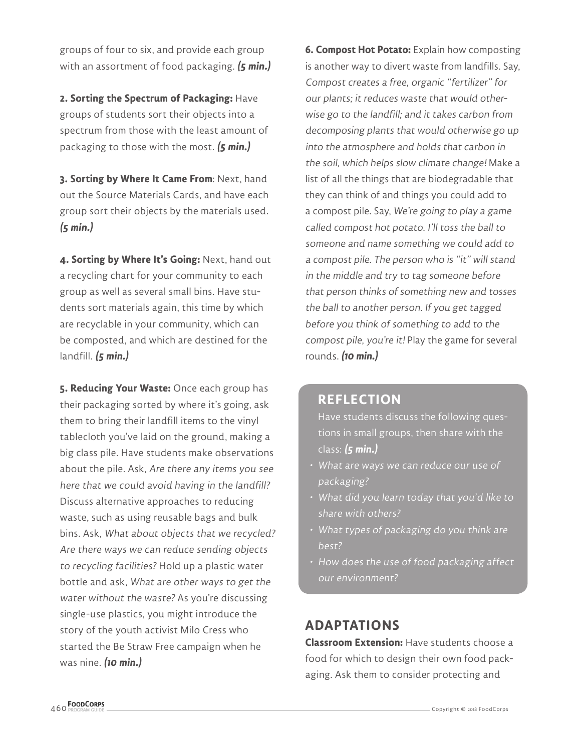groups of four to six, and provide each group with an assortment of food packaging. ***(5 min.)***

**2. Sorting the Spectrum of Packaging:** Have groups of students sort their objects into a spectrum from those with the least amount of packaging to those with the most. ***(5 min.)***

**3. Sorting by Where It Came From**: Next, hand out the Source Materials Cards, and have each group sort their objects by the materials used. ***(5 min.)***

**4. Sorting by Where It's Going:** Next, hand out a recycling chart for your community to each group as well as several small bins. Have students sort materials again, this time by which are recyclable in your community, which can be composted, and which are destined for the landfill. ***(5 min.)***

**5. Reducing Your Waste:** Once each group has their packaging sorted by where it's going, ask them to bring their landfill items to the vinyl tablecloth you've laid on the ground, making a big class pile. Have students make observations about the pile. Ask, *Are there any items you see here that we could avoid having in the landfill?* Discuss alternative approaches to reducing waste, such as using reusable bags and bulk bins. Ask, *What about objects that we recycled? Are there ways we can reduce sending objects to recycling facilities?* Hold up a plastic water bottle and ask, *What are other ways to get the water without the waste?* As you're discussing single-use plastics, you might introduce the story of the youth activist Milo Cress who started the Be Straw Free campaign when he was nine. ***(10 min.)***

**6. Compost Hot Potato:** Explain how composting is another way to divert waste from landfills. Say, *Compost creates a free, organic "fertilizer" for our plants; it reduces waste that would otherwise go to the landfill; and it takes carbon from decomposing plants that would otherwise go up into the atmosphere and holds that carbon in the soil, which helps slow climate change!* Make a list of all the things that are biodegradable that they can think of and things you could add to a compost pile. Say, *We're going to play a game called compost hot potato. I'll toss the ball to someone and name something we could add to a compost pile. The person who is "it" will stand in the middle and try to tag someone before that person thinks of something new and tosses the ball to another person. If you get tagged before you think of something to add to the compost pile, you're it!* Play the game for several rounds. ***(10 min.)***

## REFLECTION

Have students discuss the following questions in small groups, then share with the class: ***(5 min.)***

- *What are ways we can reduce our use of packaging?*
- *What did you learn today that you'd like to share with others?*
- *What types of packaging do you think are best?*
- *How does the use of food packaging affect our environment?*

## ADAPTATIONS

**Classroom Extension:** Have students choose a food for which to design their own food packaging. Ask them to consider protecting and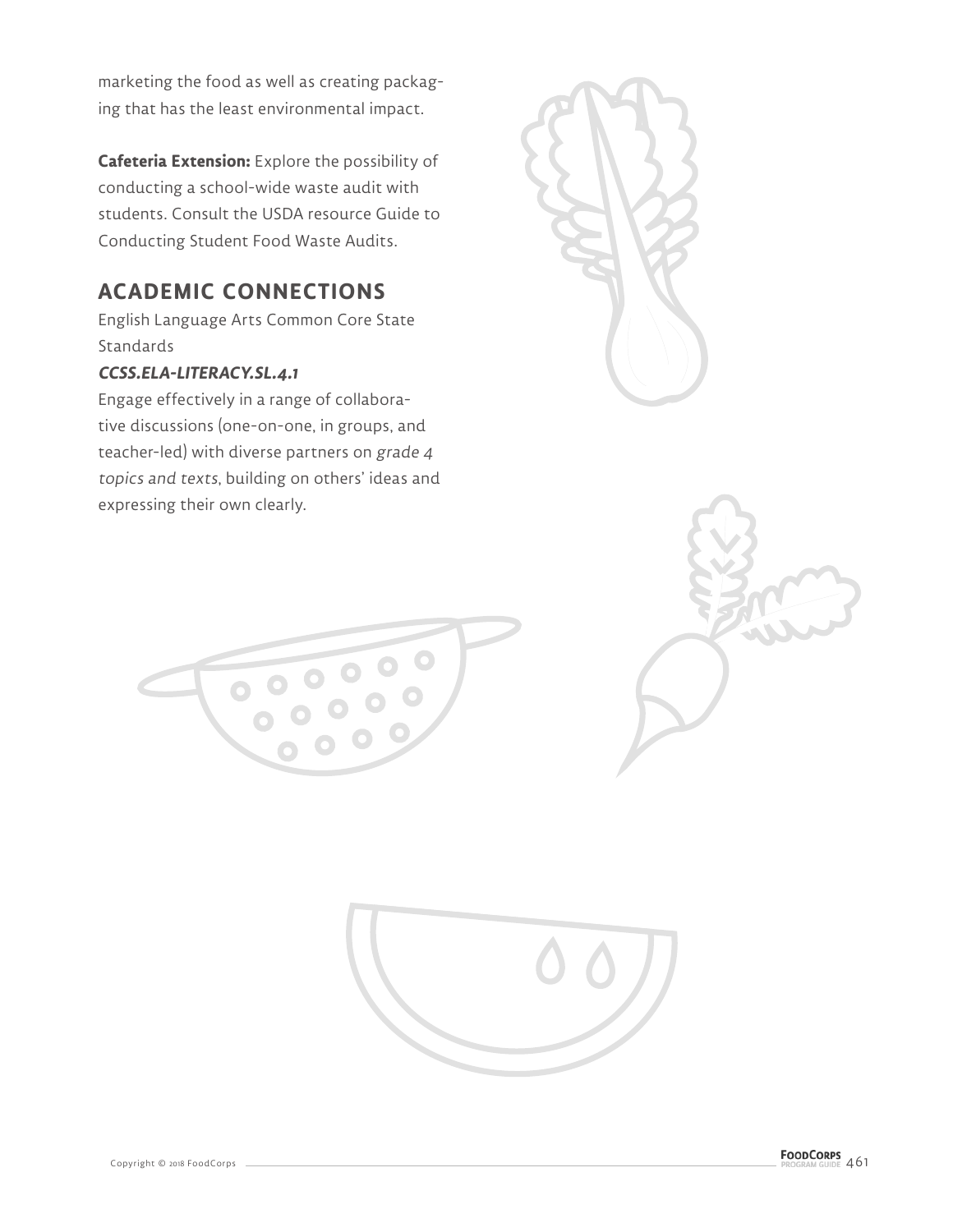marketing the food as well as creating packaging that has the least environmental impact.

**Cafeteria Extension:** Explore the possibility of conducting a school-wide waste audit with students. Consult the USDA resource Guide to Conducting Student Food Waste Audits.

## ACADEMIC CONNECTIONS

English Language Arts Common Core State Standards

***CCSS.ELA-LITERACY.SL.4.1***

Engage effectively in a range of collaborative discussions (one-on-one, in groups, and teacher-led) with diverse partners on *grade 4 topics and texts*, building on others' ideas and expressing their own clearly.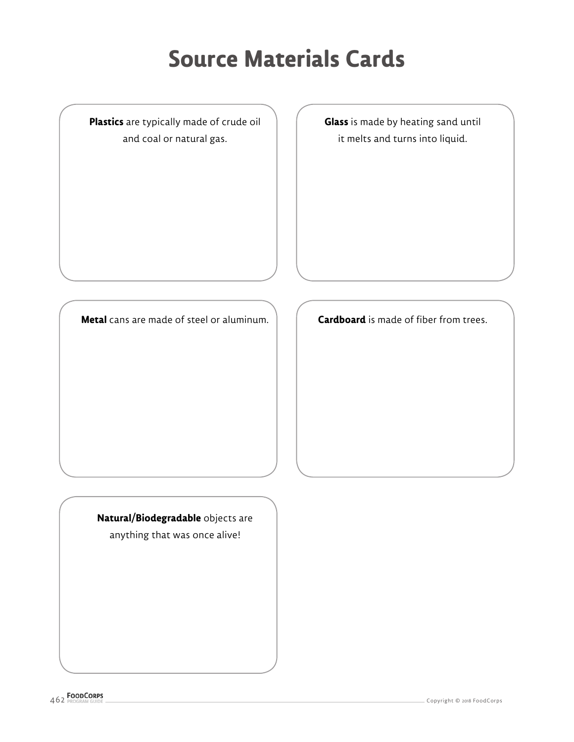# Source Materials Cards

**Plastics** are typically made of crude oil and coal or natural gas.

**Glass** is made by heating sand until it melts and turns into liquid.

**Metal** cans are made of steel or aluminum.

**Cardboard** is made of fiber from trees.

**Natural/Biodegradable** objects are anything that was once alive!